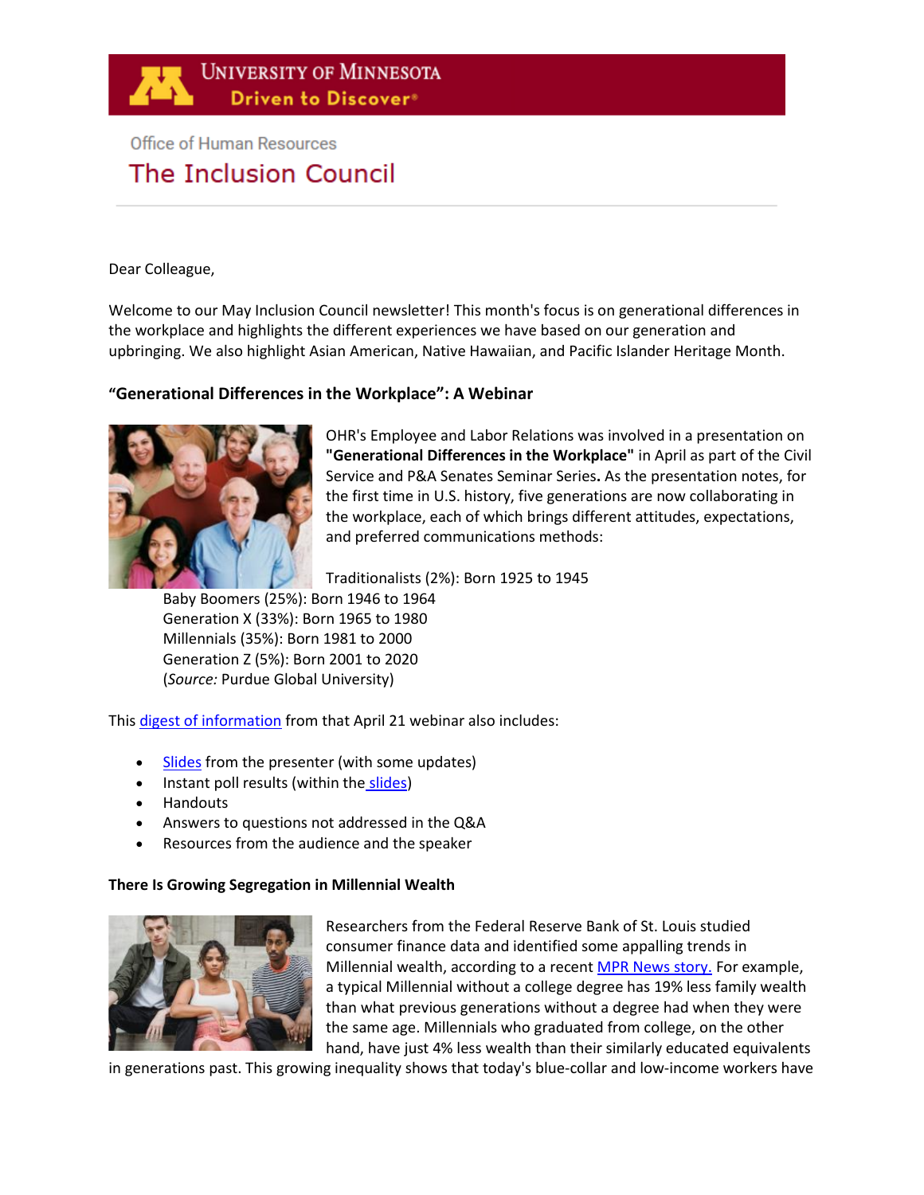University of Minnesota — Driven to Discover®

Office of Human Resources

# The Inclusion Council

Dear Colleague,

Welcome to our May Inclusion Council newsletter! This month's focus is on generational differences in the workplace and highlights the different experiences we have based on our generation and upbringing. We also highlight Asian American, Native Hawaiian, and Pacific Islander Heritage Month.

### "Generational Differences in the Workplace": A Webinar

OHR's Employee and Labor Relations was involved in a presentation on **"Generational Differences in the Workplace"** in April as part of the Civil Service and P&A Senates Seminar Series**.** As the presentation notes, for the first time in U.S. history, five generations are now collaborating in the workplace, each of which brings different attitudes, expectations, and preferred communications methods:

Traditionalists (2%): Born 1925 to 1945
Baby Boomers (25%): Born 1946 to 1964
Generation X (33%): Born 1965 to 1980
Millennials (35%): Born 1981 to 2000
Generation Z (5%): Born 2001 to 2020
(*Source:* Purdue Global University)

This digest of information from that April 21 webinar also includes:

- Slides from the presenter (with some updates)
- Instant poll results (within the slides)
- Handouts
- Answers to questions not addressed in the Q&A
- Resources from the audience and the speaker

### There Is Growing Segregation in Millennial Wealth

Researchers from the Federal Reserve Bank of St. Louis studied consumer finance data and identified some appalling trends in Millennial wealth, according to a recent MPR News story. For example, a typical Millennial without a college degree has 19% less family wealth than what previous generations without a degree had when they were the same age. Millennials who graduated from college, on the other hand, have just 4% less wealth than their similarly educated equivalents in generations past. This growing inequality shows that today's blue-collar and low-income workers have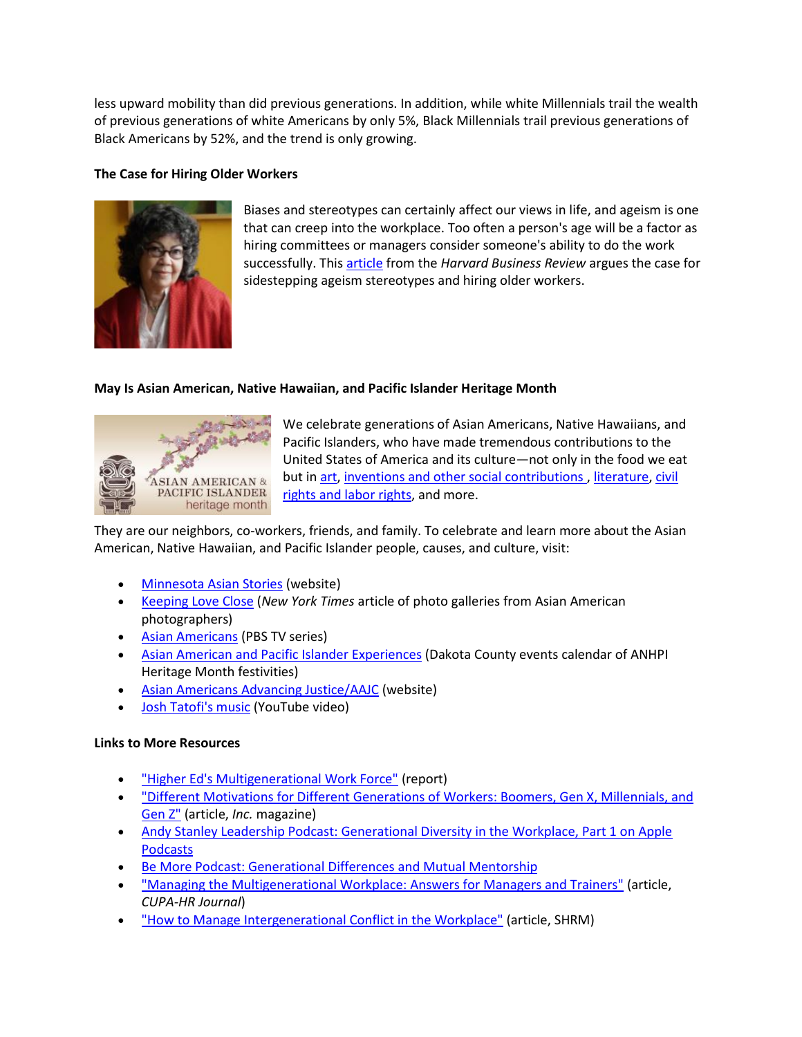less upward mobility than did previous generations. In addition, while white Millennials trail the wealth of previous generations of white Americans by only 5%, Black Millennials trail previous generations of Black Americans by 52%, and the trend is only growing.

**The Case for Hiring Older Workers**

Biases and stereotypes can certainly affect our views in life, and ageism is one that can creep into the workplace. Too often a person's age will be a factor as hiring committees or managers consider someone's ability to do the work successfully. This article from the *Harvard Business Review* argues the case for sidestepping ageism stereotypes and hiring older workers.

**May Is Asian American, Native Hawaiian, and Pacific Islander Heritage Month**

We celebrate generations of Asian Americans, Native Hawaiians, and Pacific Islanders, who have made tremendous contributions to the United States of America and its culture—not only in the food we eat but in art, inventions and other social contributions, literature, civil rights and labor rights, and more.

They are our neighbors, co-workers, friends, and family. To celebrate and learn more about the Asian American, Native Hawaiian, and Pacific Islander people, causes, and culture, visit:

- Minnesota Asian Stories (website)
- Keeping Love Close (*New York Times* article of photo galleries from Asian American photographers)
- Asian Americans (PBS TV series)
- Asian American and Pacific Islander Experiences (Dakota County events calendar of ANHPI Heritage Month festivities)
- Asian Americans Advancing Justice/AAJC (website)
- Josh Tatofi's music (YouTube video)

**Links to More Resources**

- "Higher Ed's Multigenerational Work Force" (report)
- "Different Motivations for Different Generations of Workers: Boomers, Gen X, Millennials, and Gen Z" (article, *Inc.* magazine)
- Andy Stanley Leadership Podcast: Generational Diversity in the Workplace, Part 1 on Apple Podcasts
- Be More Podcast: Generational Differences and Mutual Mentorship
- "Managing the Multigenerational Workplace: Answers for Managers and Trainers" (article, *CUPA-HR Journal*)
- "How to Manage Intergenerational Conflict in the Workplace" (article, SHRM)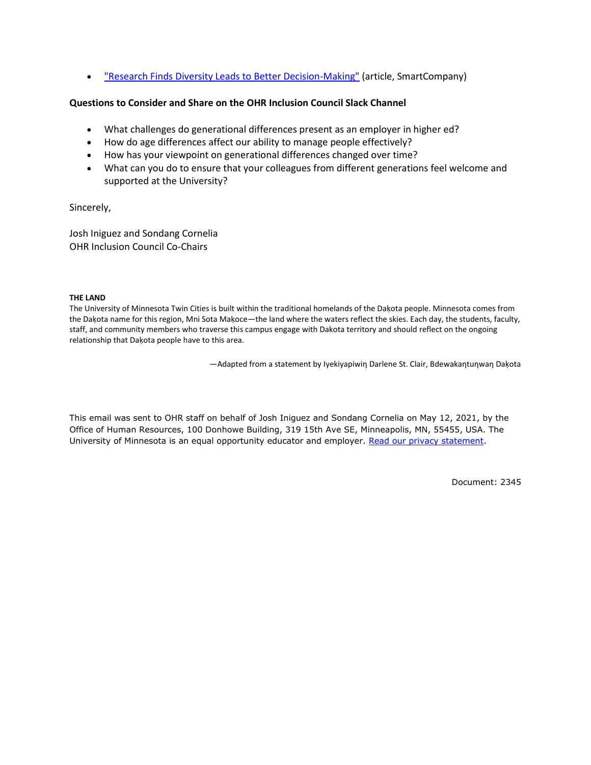- "Research Finds Diversity Leads to Better Decision-Making" (article, SmartCompany)

**Questions to Consider and Share on the OHR Inclusion Council Slack Channel**

- What challenges do generational differences present as an employer in higher ed?
- How do age differences affect our ability to manage people effectively?
- How has your viewpoint on generational differences changed over time?
- What can you do to ensure that your colleagues from different generations feel welcome and supported at the University?

Sincerely,

Josh Iniguez and Sondang Cornelia
OHR Inclusion Council Co-Chairs

**THE LAND**

The University of Minnesota Twin Cities is built within the traditional homelands of the Dakota people. Minnesota comes from the Dakota name for this region, Mni Sota Makoce—the land where the waters reflect the skies. Each day, the students, faculty, staff, and community members who traverse this campus engage with Dakota territory and should reflect on the ongoing relationship that Dakota people have to this area.

—Adapted from a statement by Iyekiyapiwiŋ Darlene St. Clair, Bdewakaŋtuŋwaŋ Dakota

This email was sent to OHR staff on behalf of Josh Iniguez and Sondang Cornelia on May 12, 2021, by the Office of Human Resources, 100 Donhowe Building, 319 15th Ave SE, Minneapolis, MN, 55455, USA. The University of Minnesota is an equal opportunity educator and employer. Read our privacy statement.

Document: 2345